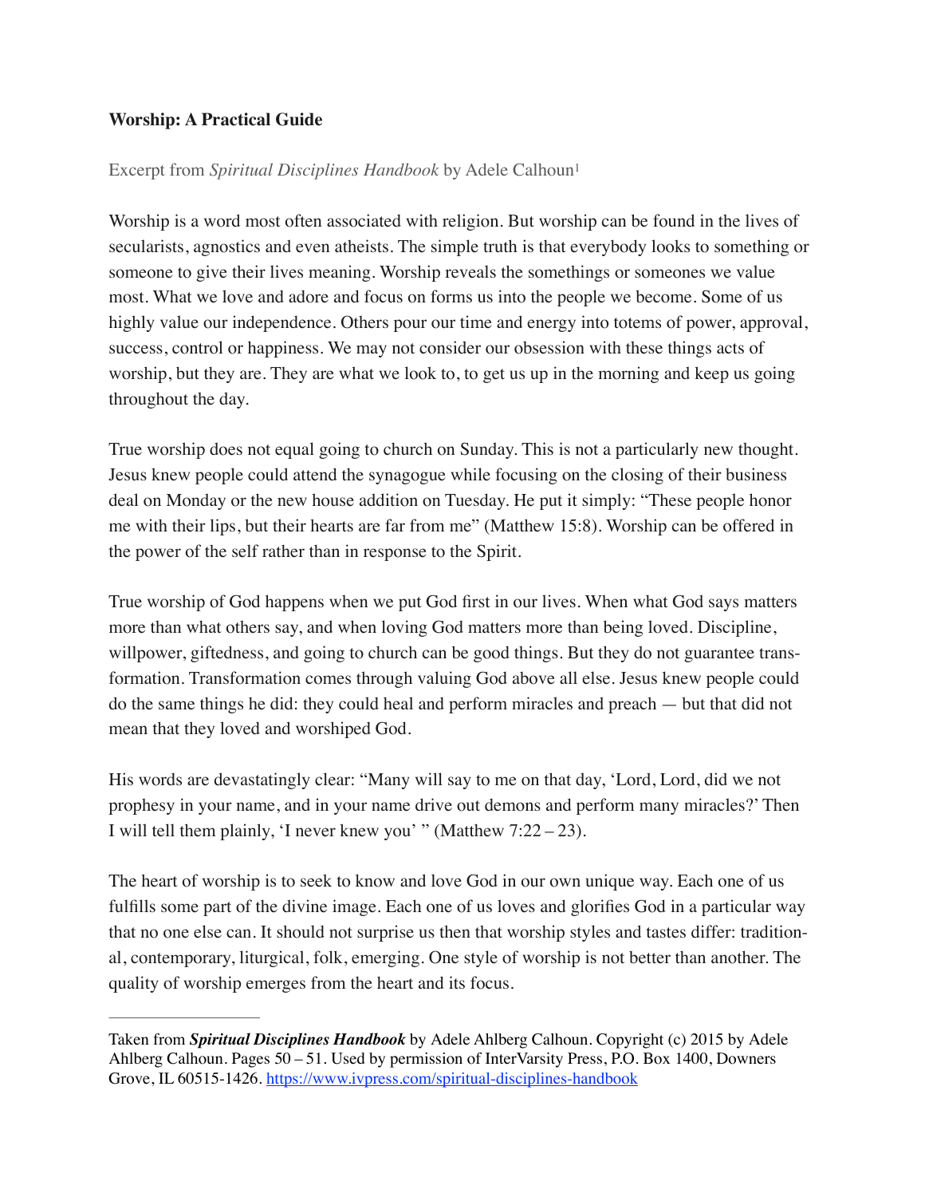**Worship: A Practical Guide**

Excerpt from *Spiritual Disciplines Handbook* by Adele Calhoun[1]

Worship is a word most often associated with religion. But worship can be found in the lives of secularists, agnostics and even atheists. The simple truth is that everybody looks to something or someone to give their lives meaning. Worship reveals the somethings or someones we value most. What we love and adore and focus on forms us into the people we become. Some of us highly value our independence. Others pour our time and energy into totems of power, approval, success, control or happiness. We may not consider our obsession with these things acts of worship, but they are. They are what we look to, to get us up in the morning and keep us going throughout the day.

True worship does not equal going to church on Sunday. This is not a particularly new thought. Jesus knew people could attend the synagogue while focusing on the closing of their business deal on Monday or the new house addition on Tuesday. He put it simply: "These people honor me with their lips, but their hearts are far from me" (Matthew 15:8). Worship can be offered in the power of the self rather than in response to the Spirit.

True worship of God happens when we put God first in our lives. When what God says matters more than what others say, and when loving God matters more than being loved. Discipline, willpower, giftedness, and going to church can be good things. But they do not guarantee transformation. Transformation comes through valuing God above all else. Jesus knew people could do the same things he did: they could heal and perform miracles and preach — but that did not mean that they loved and worshiped God.

His words are devastatingly clear: "Many will say to me on that day, 'Lord, Lord, did we not prophesy in your name, and in your name drive out demons and perform many miracles?' Then I will tell them plainly, 'I never knew you' " (Matthew 7:22 – 23).

The heart of worship is to seek to know and love God in our own unique way. Each one of us fulfills some part of the divine image. Each one of us loves and glorifies God in a particular way that no one else can. It should not surprise us then that worship styles and tastes differ: traditional, contemporary, liturgical, folk, emerging. One style of worship is not better than another. The quality of worship emerges from the heart and its focus.

---

Taken from ***Spiritual Disciplines Handbook*** by Adele Ahlberg Calhoun. Copyright (c) 2015 by Adele Ahlberg Calhoun. Pages 50 – 51. Used by permission of InterVarsity Press, P.O. Box 1400, Downers Grove, IL 60515-1426. https://www.ivpress.com/spiritual-disciplines-handbook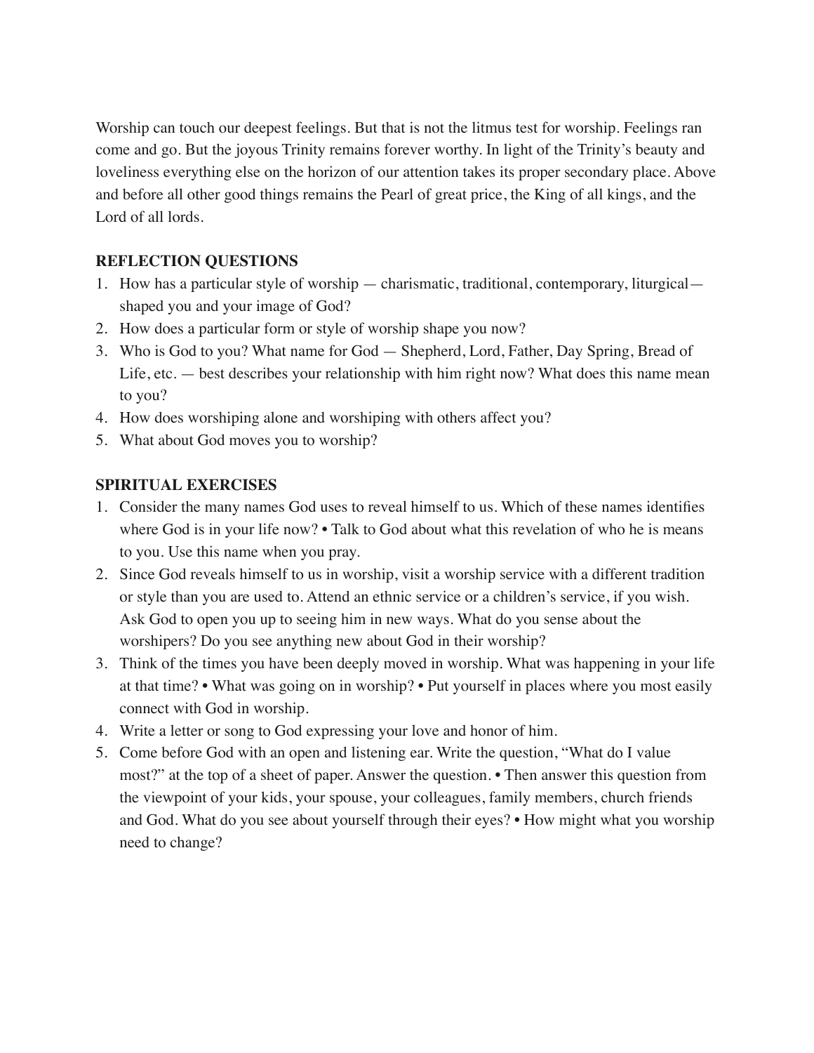Worship can touch our deepest feelings. But that is not the litmus test for worship. Feelings ran come and go. But the joyous Trinity remains forever worthy. In light of the Trinity's beauty and loveliness everything else on the horizon of our attention takes its proper secondary place. Above and before all other good things remains the Pearl of great price, the King of all kings, and the Lord of all lords.

**REFLECTION QUESTIONS**

1. How has a particular style of worship — charismatic, traditional, contemporary, liturgical— shaped you and your image of God?
2. How does a particular form or style of worship shape you now?
3. Who is God to you? What name for God — Shepherd, Lord, Father, Day Spring, Bread of Life, etc. — best describes your relationship with him right now? What does this name mean to you?
4. How does worshiping alone and worshiping with others affect you?
5. What about God moves you to worship?

**SPIRITUAL EXERCISES**

1. Consider the many names God uses to reveal himself to us. Which of these names identifies where God is in your life now? • Talk to God about what this revelation of who he is means to you. Use this name when you pray.
2. Since God reveals himself to us in worship, visit a worship service with a different tradition or style than you are used to. Attend an ethnic service or a children's service, if you wish. Ask God to open you up to seeing him in new ways. What do you sense about the worshipers? Do you see anything new about God in their worship?
3. Think of the times you have been deeply moved in worship. What was happening in your life at that time? • What was going on in worship? • Put yourself in places where you most easily connect with God in worship.
4. Write a letter or song to God expressing your love and honor of him.
5. Come before God with an open and listening ear. Write the question, "What do I value most?" at the top of a sheet of paper. Answer the question. • Then answer this question from the viewpoint of your kids, your spouse, your colleagues, family members, church friends and God. What do you see about yourself through their eyes? • How might what you worship need to change?